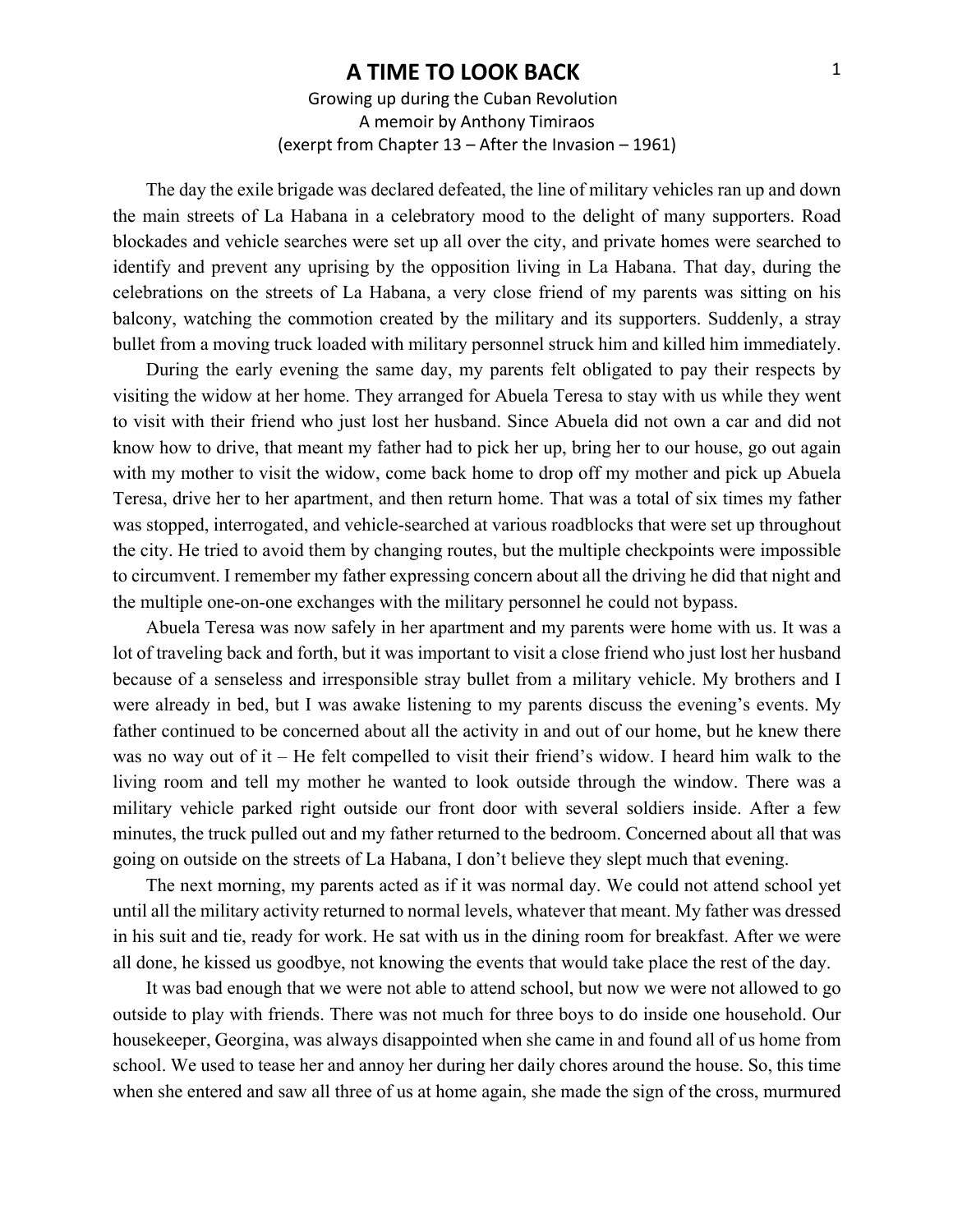# A TIME TO LOOK BACK

Growing up during the Cuban Revolution

A memoir by Anthony Timiraos

(exerpt from Chapter 13 – After the Invasion – 1961)

The day the exile brigade was declared defeated, the line of military vehicles ran up and down the main streets of La Habana in a celebratory mood to the delight of many supporters. Road blockades and vehicle searches were set up all over the city, and private homes were searched to identify and prevent any uprising by the opposition living in La Habana. That day, during the celebrations on the streets of La Habana, a very close friend of my parents was sitting on his balcony, watching the commotion created by the military and its supporters. Suddenly, a stray bullet from a moving truck loaded with military personnel struck him and killed him immediately.

During the early evening the same day, my parents felt obligated to pay their respects by visiting the widow at her home. They arranged for Abuela Teresa to stay with us while they went to visit with their friend who just lost her husband. Since Abuela did not own a car and did not know how to drive, that meant my father had to pick her up, bring her to our house, go out again with my mother to visit the widow, come back home to drop off my mother and pick up Abuela Teresa, drive her to her apartment, and then return home. That was a total of six times my father was stopped, interrogated, and vehicle-searched at various roadblocks that were set up throughout the city. He tried to avoid them by changing routes, but the multiple checkpoints were impossible to circumvent. I remember my father expressing concern about all the driving he did that night and the multiple one-on-one exchanges with the military personnel he could not bypass.

Abuela Teresa was now safely in her apartment and my parents were home with us. It was a lot of traveling back and forth, but it was important to visit a close friend who just lost her husband because of a senseless and irresponsible stray bullet from a military vehicle. My brothers and I were already in bed, but I was awake listening to my parents discuss the evening's events. My father continued to be concerned about all the activity in and out of our home, but he knew there was no way out of it – He felt compelled to visit their friend's widow. I heard him walk to the living room and tell my mother he wanted to look outside through the window. There was a military vehicle parked right outside our front door with several soldiers inside. After a few minutes, the truck pulled out and my father returned to the bedroom. Concerned about all that was going on outside on the streets of La Habana, I don't believe they slept much that evening.

The next morning, my parents acted as if it was normal day. We could not attend school yet until all the military activity returned to normal levels, whatever that meant. My father was dressed in his suit and tie, ready for work. He sat with us in the dining room for breakfast. After we were all done, he kissed us goodbye, not knowing the events that would take place the rest of the day.

It was bad enough that we were not able to attend school, but now we were not allowed to go outside to play with friends. There was not much for three boys to do inside one household. Our housekeeper, Georgina, was always disappointed when she came in and found all of us home from school. We used to tease her and annoy her during her daily chores around the house. So, this time when she entered and saw all three of us at home again, she made the sign of the cross, murmured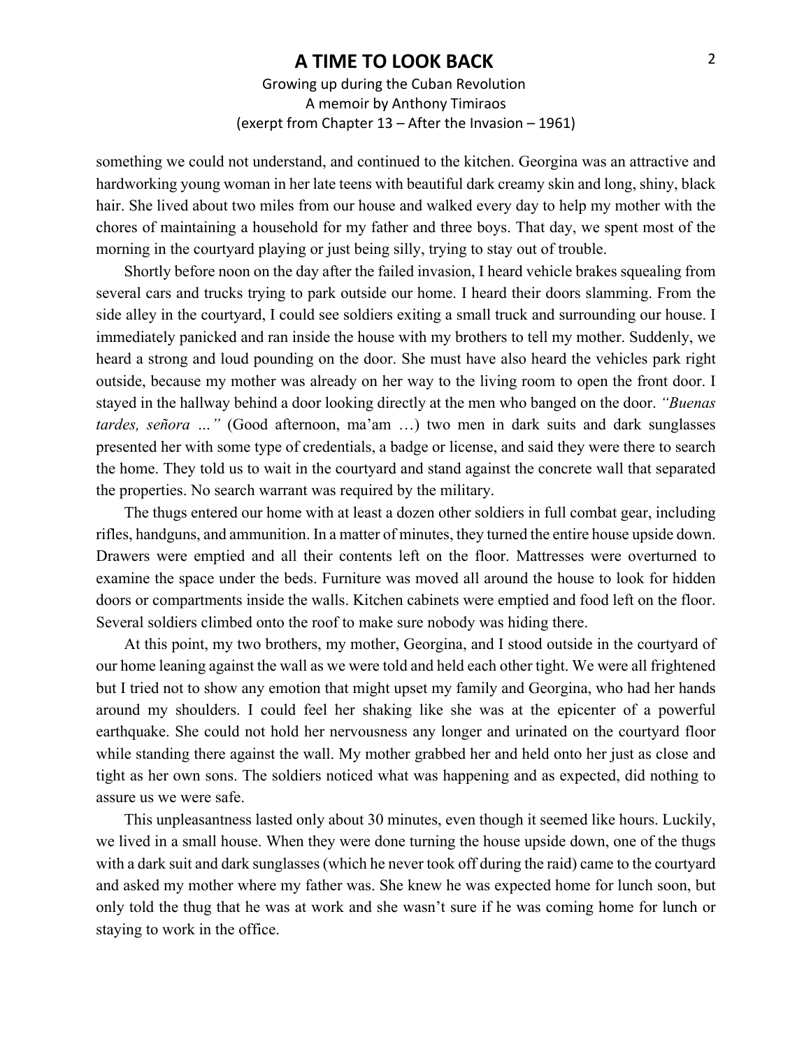something we could not understand, and continued to the kitchen. Georgina was an attractive and hardworking young woman in her late teens with beautiful dark creamy skin and long, shiny, black hair. She lived about two miles from our house and walked every day to help my mother with the chores of maintaining a household for my father and three boys. That day, we spent most of the morning in the courtyard playing or just being silly, trying to stay out of trouble.

Shortly before noon on the day after the failed invasion, I heard vehicle brakes squealing from several cars and trucks trying to park outside our home. I heard their doors slamming. From the side alley in the courtyard, I could see soldiers exiting a small truck and surrounding our house. I immediately panicked and ran inside the house with my brothers to tell my mother. Suddenly, we heard a strong and loud pounding on the door. She must have also heard the vehicles park right outside, because my mother was already on her way to the living room to open the front door. I stayed in the hallway behind a door looking directly at the men who banged on the door. *"Buenas tardes, señora …"* (Good afternoon, ma'am …) two men in dark suits and dark sunglasses presented her with some type of credentials, a badge or license, and said they were there to search the home. They told us to wait in the courtyard and stand against the concrete wall that separated the properties. No search warrant was required by the military.

The thugs entered our home with at least a dozen other soldiers in full combat gear, including rifles, handguns, and ammunition. In a matter of minutes, they turned the entire house upside down. Drawers were emptied and all their contents left on the floor. Mattresses were overturned to examine the space under the beds. Furniture was moved all around the house to look for hidden doors or compartments inside the walls. Kitchen cabinets were emptied and food left on the floor. Several soldiers climbed onto the roof to make sure nobody was hiding there.

At this point, my two brothers, my mother, Georgina, and I stood outside in the courtyard of our home leaning against the wall as we were told and held each other tight. We were all frightened but I tried not to show any emotion that might upset my family and Georgina, who had her hands around my shoulders. I could feel her shaking like she was at the epicenter of a powerful earthquake. She could not hold her nervousness any longer and urinated on the courtyard floor while standing there against the wall. My mother grabbed her and held onto her just as close and tight as her own sons. The soldiers noticed what was happening and as expected, did nothing to assure us we were safe.

This unpleasantness lasted only about 30 minutes, even though it seemed like hours. Luckily, we lived in a small house. When they were done turning the house upside down, one of the thugs with a dark suit and dark sunglasses (which he never took off during the raid) came to the courtyard and asked my mother where my father was. She knew he was expected home for lunch soon, but only told the thug that he was at work and she wasn't sure if he was coming home for lunch or staying to work in the office.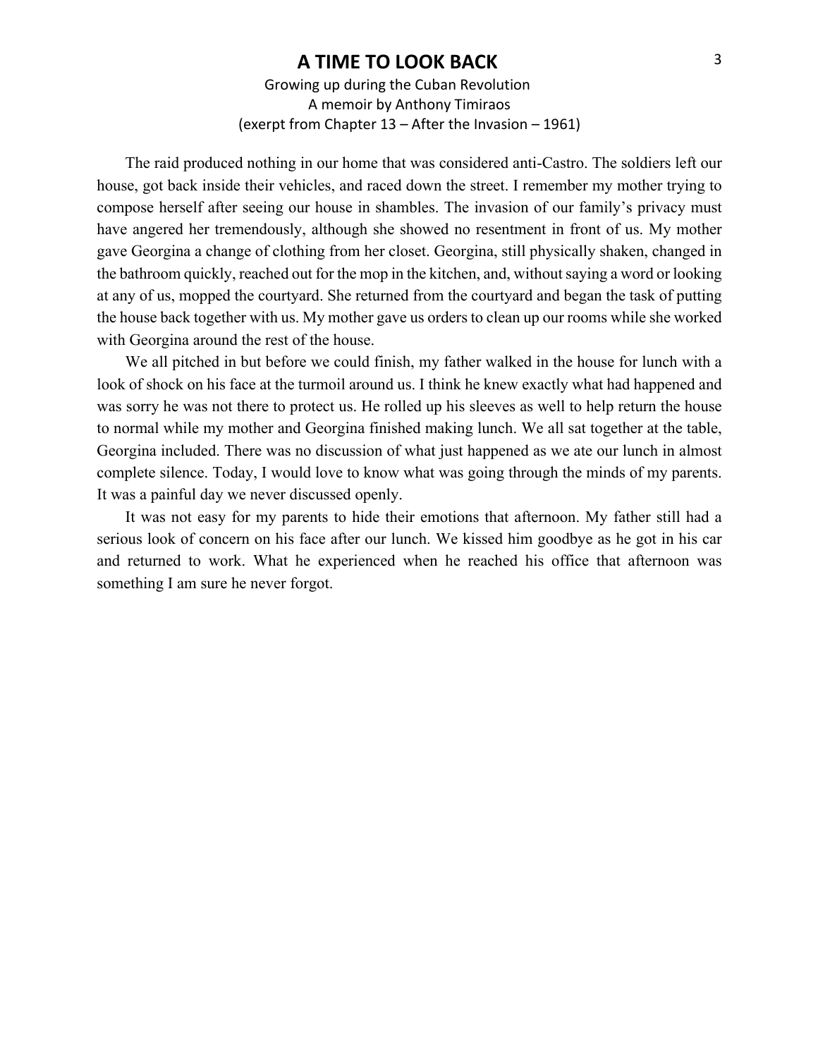# A TIME TO LOOK BACK

Growing up during the Cuban Revolution
A memoir by Anthony Timiraos
(exerpt from Chapter 13 – After the Invasion – 1961)

The raid produced nothing in our home that was considered anti-Castro. The soldiers left our house, got back inside their vehicles, and raced down the street. I remember my mother trying to compose herself after seeing our house in shambles. The invasion of our family's privacy must have angered her tremendously, although she showed no resentment in front of us. My mother gave Georgina a change of clothing from her closet. Georgina, still physically shaken, changed in the bathroom quickly, reached out for the mop in the kitchen, and, without saying a word or looking at any of us, mopped the courtyard. She returned from the courtyard and began the task of putting the house back together with us. My mother gave us orders to clean up our rooms while she worked with Georgina around the rest of the house.

We all pitched in but before we could finish, my father walked in the house for lunch with a look of shock on his face at the turmoil around us. I think he knew exactly what had happened and was sorry he was not there to protect us. He rolled up his sleeves as well to help return the house to normal while my mother and Georgina finished making lunch. We all sat together at the table, Georgina included. There was no discussion of what just happened as we ate our lunch in almost complete silence. Today, I would love to know what was going through the minds of my parents. It was a painful day we never discussed openly.

It was not easy for my parents to hide their emotions that afternoon. My father still had a serious look of concern on his face after our lunch. We kissed him goodbye as he got in his car and returned to work. What he experienced when he reached his office that afternoon was something I am sure he never forgot.